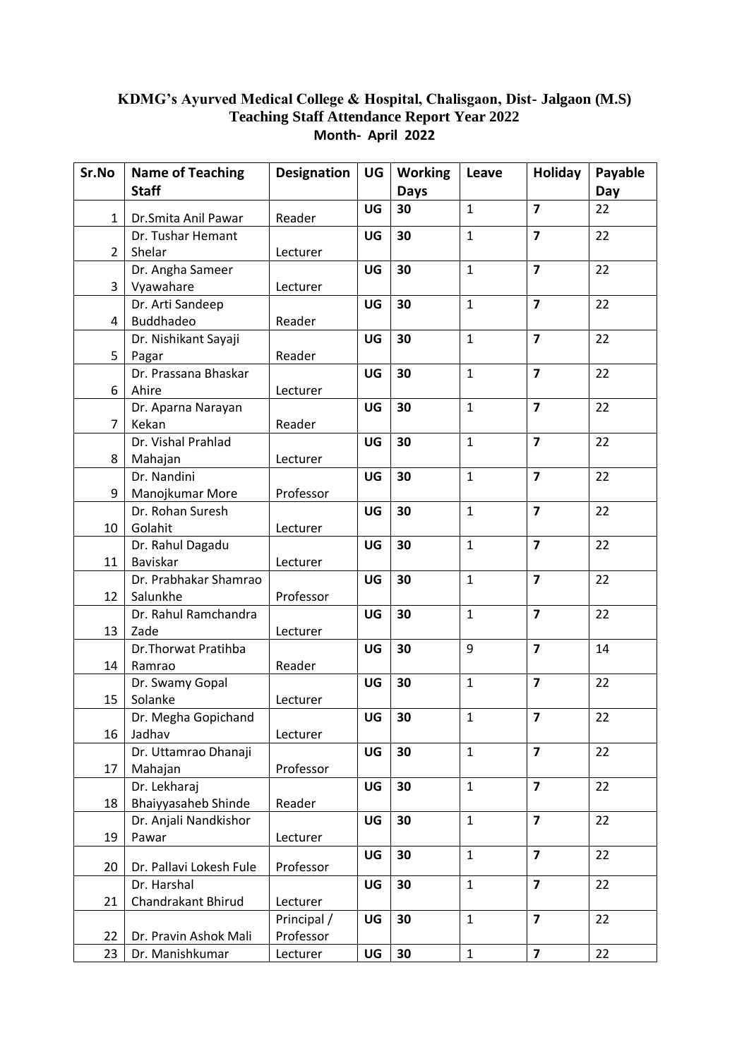**KDMG's Ayurved Medical College & Hospital, Chalisgaon, Dist- Jalgaon (M.S)**
**Teaching Staff Attendance Report Year 2022**
**Month- April 2022**

| Sr.No | Name of Teaching Staff | Designation | UG | Working Days | Leave | Holiday | Payable Day |
|---|---|---|---|---|---|---|---|
| 1 | Dr.Smita Anil Pawar | Reader | UG | 30 | 1 | 7 | 22 |
| 2 | Dr. Tushar Hemant Shelar | Lecturer | UG | 30 | 1 | 7 | 22 |
| 3 | Dr. Angha Sameer Vyawahare | Lecturer | UG | 30 | 1 | 7 | 22 |
| 4 | Dr. Arti Sandeep Buddhadeo | Reader | UG | 30 | 1 | 7 | 22 |
| 5 | Dr. Nishikant Sayaji Pagar | Reader | UG | 30 | 1 | 7 | 22 |
| 6 | Dr. Prassana Bhaskar Ahire | Lecturer | UG | 30 | 1 | 7 | 22 |
| 7 | Dr. Aparna Narayan Kekan | Reader | UG | 30 | 1 | 7 | 22 |
| 8 | Dr. Vishal Prahlad Mahajan | Lecturer | UG | 30 | 1 | 7 | 22 |
| 9 | Dr. Nandini Manojkumar More | Professor | UG | 30 | 1 | 7 | 22 |
| 10 | Dr. Rohan Suresh Golahit | Lecturer | UG | 30 | 1 | 7 | 22 |
| 11 | Dr. Rahul Dagadu Baviskar | Lecturer | UG | 30 | 1 | 7 | 22 |
| 12 | Dr. Prabhakar Shamrao Salunkhe | Professor | UG | 30 | 1 | 7 | 22 |
| 13 | Dr. Rahul Ramchandra Zade | Lecturer | UG | 30 | 1 | 7 | 22 |
| 14 | Dr.Thorwat Pratihba Ramrao | Reader | UG | 30 | 9 | 7 | 14 |
| 15 | Dr. Swamy Gopal Solanke | Lecturer | UG | 30 | 1 | 7 | 22 |
| 16 | Dr. Megha Gopichand Jadhav | Lecturer | UG | 30 | 1 | 7 | 22 |
| 17 | Dr. Uttamrao Dhanaji Mahajan | Professor | UG | 30 | 1 | 7 | 22 |
| 18 | Dr. Lekharaj Bhaiyyasaheb Shinde | Reader | UG | 30 | 1 | 7 | 22 |
| 19 | Dr. Anjali Nandkishor Pawar | Lecturer | UG | 30 | 1 | 7 | 22 |
| 20 | Dr. Pallavi Lokesh Fule | Professor | UG | 30 | 1 | 7 | 22 |
| 21 | Dr. Harshal Chandrakant Bhirud | Lecturer | UG | 30 | 1 | 7 | 22 |
| 22 | Dr. Pravin Ashok Mali | Principal / Professor | UG | 30 | 1 | 7 | 22 |
| 23 | Dr. Manishkumar | Lecturer | UG | 30 | 1 | 7 | 22 |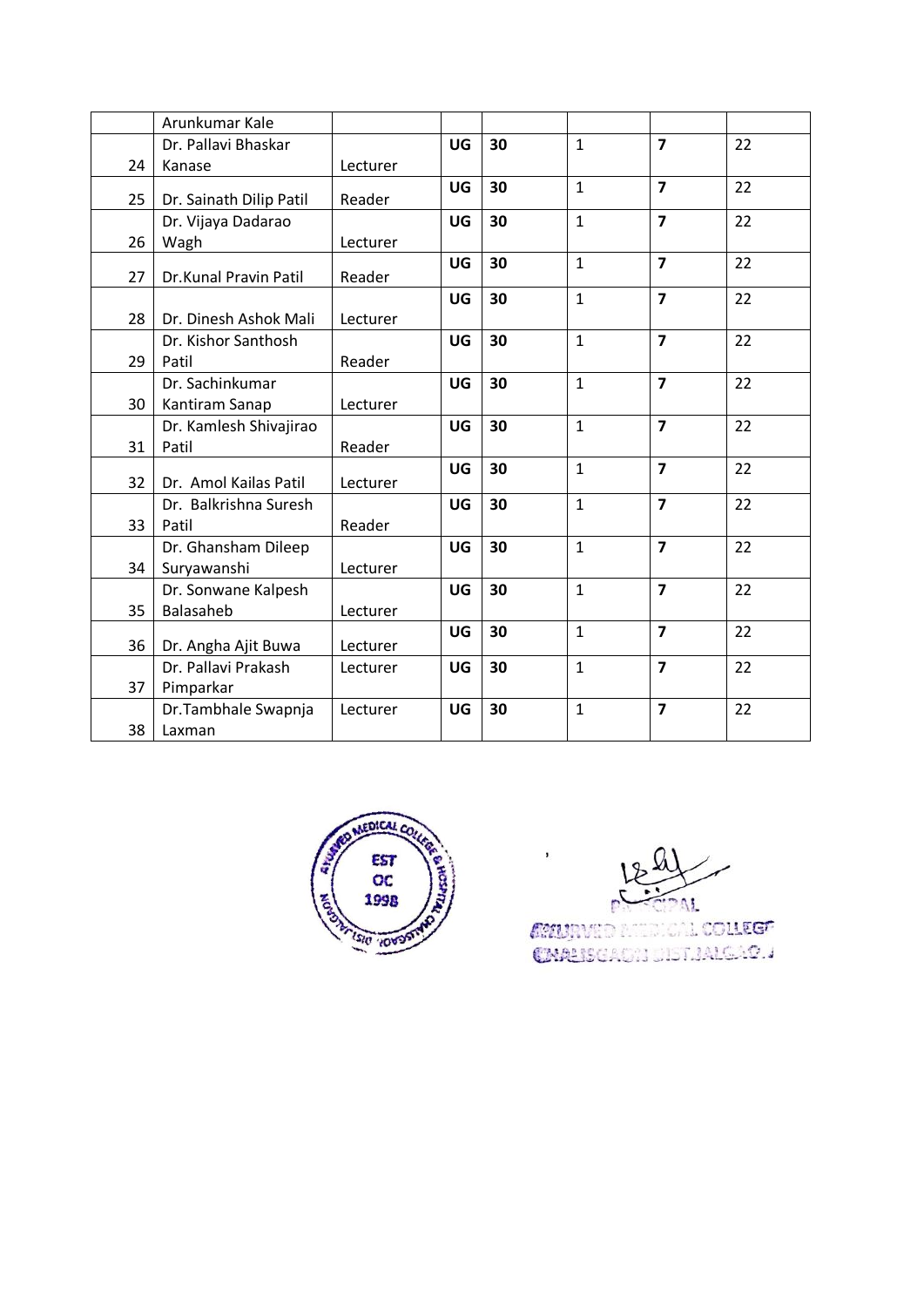| | | | | | | | |
|---|---|---|---|---|---|---|---|
| | Arunkumar Kale | | | | | | |
| 24 | Dr. Pallavi Bhaskar Kanase | Lecturer | **UG** | **30** | 1 | **7** | 22 |
| 25 | Dr. Sainath Dilip Patil | Reader | **UG** | **30** | 1 | **7** | 22 |
| 26 | Dr. Vijaya Dadarao Wagh | Lecturer | **UG** | **30** | 1 | **7** | 22 |
| 27 | Dr.Kunal Pravin Patil | Reader | **UG** | **30** | 1 | **7** | 22 |
| 28 | Dr. Dinesh Ashok Mali | Lecturer | **UG** | **30** | 1 | **7** | 22 |
| 29 | Dr. Kishor Santhosh Patil | Reader | **UG** | **30** | 1 | **7** | 22 |
| 30 | Dr. Sachinkumar Kantiram Sanap | Lecturer | **UG** | **30** | 1 | **7** | 22 |
| 31 | Dr. Kamlesh Shivajirao Patil | Reader | **UG** | **30** | 1 | **7** | 22 |
| 32 | Dr. Amol Kailas Patil | Lecturer | **UG** | **30** | 1 | **7** | 22 |
| 33 | Dr. Balkrishna Suresh Patil | Reader | **UG** | **30** | 1 | **7** | 22 |
| 34 | Dr. Ghansham Dileep Suryawanshi | Lecturer | **UG** | **30** | 1 | **7** | 22 |
| 35 | Dr. Sonwane Kalpesh Balasaheb | Lecturer | **UG** | **30** | 1 | **7** | 22 |
| 36 | Dr. Angha Ajit Buwa | Lecturer | **UG** | **30** | 1 | **7** | 22 |
| 37 | Dr. Pallavi Prakash Pimparkar | Lecturer | **UG** | **30** | 1 | **7** | 22 |
| 38 | Dr.Tambhale Swapnja Laxman | Lecturer | **UG** | **30** | 1 | **7** | 22 |

AYURVED MEDICAL COLLEGE & HOSPITAL CHALISGAON, DIST. JALGAON
EST OC 1998

PRINCIPAL
AYURVED MEDICAL COLLEGE
CHALISGAON DIST.JALGAON